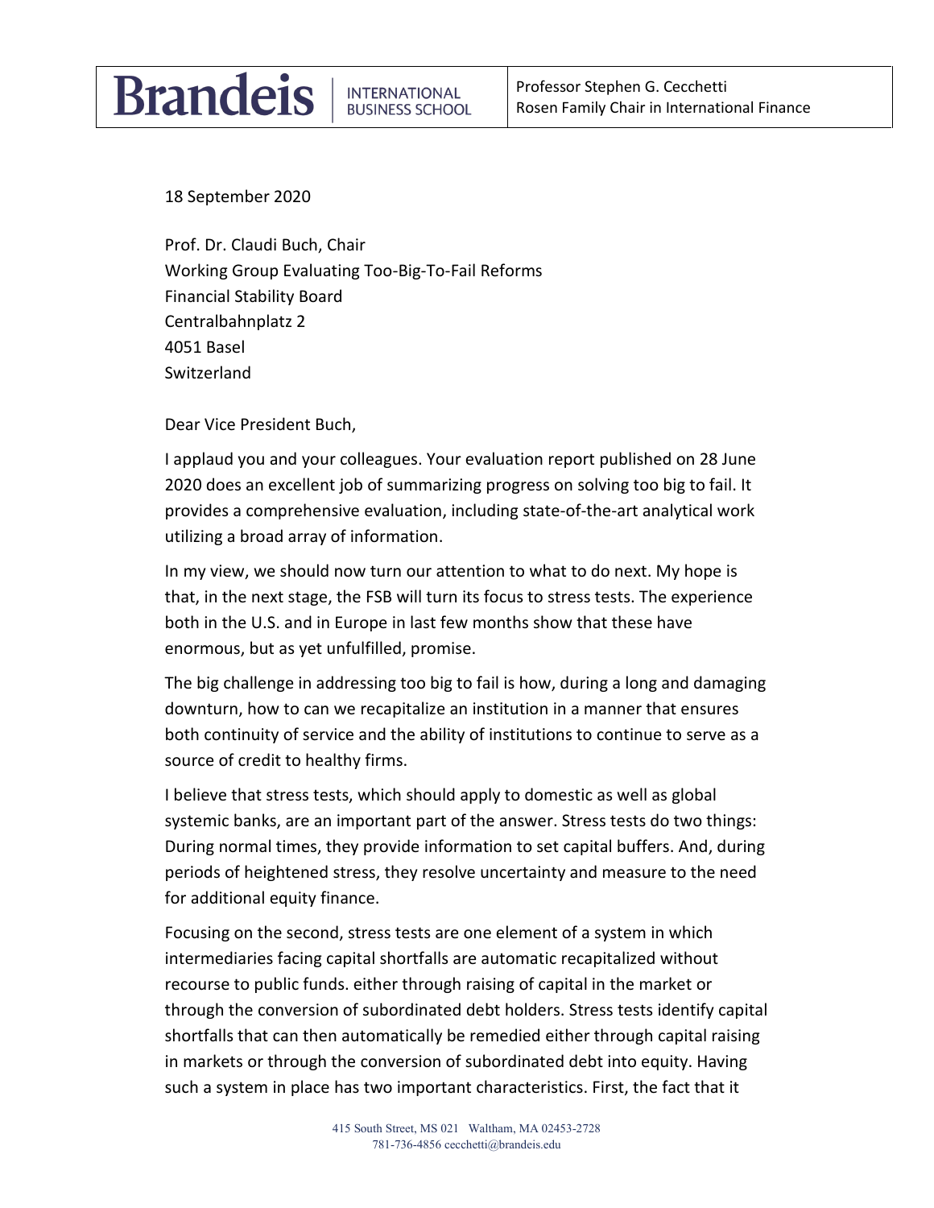**Brandeis** | INTERNATIONAL BUSINESS SCHOOL

Professor Stephen G. Cecchetti
Rosen Family Chair in International Finance

18 September 2020

Prof. Dr. Claudi Buch, Chair
Working Group Evaluating Too-Big-To-Fail Reforms
Financial Stability Board
Centralbahnplatz 2
4051 Basel
Switzerland

Dear Vice President Buch,

I applaud you and your colleagues. Your evaluation report published on 28 June 2020 does an excellent job of summarizing progress on solving too big to fail. It provides a comprehensive evaluation, including state-of-the-art analytical work utilizing a broad array of information.

In my view, we should now turn our attention to what to do next. My hope is that, in the next stage, the FSB will turn its focus to stress tests. The experience both in the U.S. and in Europe in last few months show that these have enormous, but as yet unfulfilled, promise.

The big challenge in addressing too big to fail is how, during a long and damaging downturn, how to can we recapitalize an institution in a manner that ensures both continuity of service and the ability of institutions to continue to serve as a source of credit to healthy firms.

I believe that stress tests, which should apply to domestic as well as global systemic banks, are an important part of the answer. Stress tests do two things: During normal times, they provide information to set capital buffers. And, during periods of heightened stress, they resolve uncertainty and measure to the need for additional equity finance.

Focusing on the second, stress tests are one element of a system in which intermediaries facing capital shortfalls are automatic recapitalized without recourse to public funds. either through raising of capital in the market or through the conversion of subordinated debt holders. Stress tests identify capital shortfalls that can then automatically be remedied either through capital raising in markets or through the conversion of subordinated debt into equity. Having such a system in place has two important characteristics. First, the fact that it

415 South Street, MS 021 Waltham, MA 02453-2728
781-736-4856 cecchetti@brandeis.edu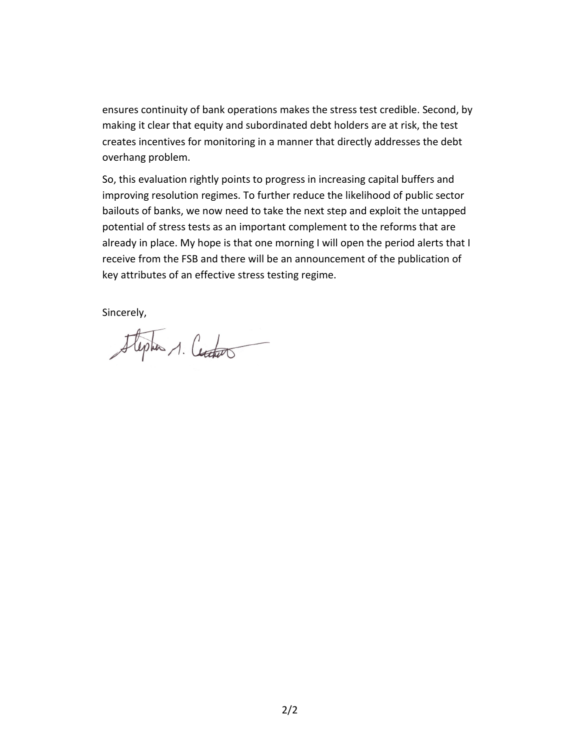ensures continuity of bank operations makes the stress test credible. Second, by making it clear that equity and subordinated debt holders are at risk, the test creates incentives for monitoring in a manner that directly addresses the debt overhang problem.

So, this evaluation rightly points to progress in increasing capital buffers and improving resolution regimes. To further reduce the likelihood of public sector bailouts of banks, we now need to take the next step and exploit the untapped potential of stress tests as an important complement to the reforms that are already in place. My hope is that one morning I will open the period alerts that I receive from the FSB and there will be an announcement of the publication of key attributes of an effective stress testing regime.

Sincerely,

Stephen G. Cecchetti